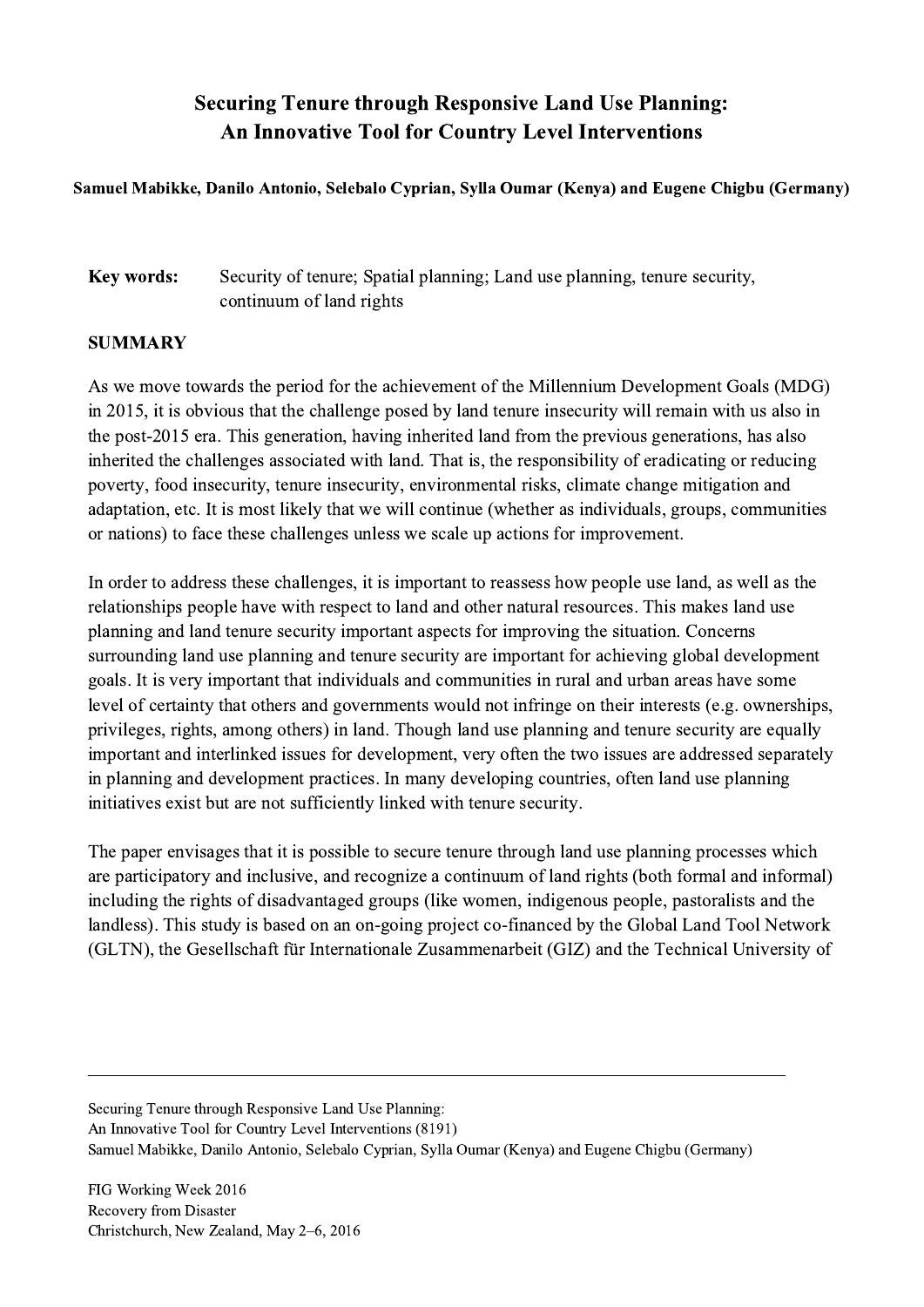# Securing Tenure through Responsive Land Use Planning: An Innovative Tool for Country Level Interventions

**Samuel Mabikke, Danilo Antonio, Selebalo Cyprian, Sylla Oumar (Kenya) and Eugene Chigbu (Germany)**

**Key words:** Security of tenure; Spatial planning; Land use planning, tenure security, continuum of land rights

## SUMMARY

As we move towards the period for the achievement of the Millennium Development Goals (MDG) in 2015, it is obvious that the challenge posed by land tenure insecurity will remain with us also in the post-2015 era. This generation, having inherited land from the previous generations, has also inherited the challenges associated with land. That is, the responsibility of eradicating or reducing poverty, food insecurity, tenure insecurity, environmental risks, climate change mitigation and adaptation, etc. It is most likely that we will continue (whether as individuals, groups, communities or nations) to face these challenges unless we scale up actions for improvement.

In order to address these challenges, it is important to reassess how people use land, as well as the relationships people have with respect to land and other natural resources. This makes land use planning and land tenure security important aspects for improving the situation. Concerns surrounding land use planning and tenure security are important for achieving global development goals. It is very important that individuals and communities in rural and urban areas have some level of certainty that others and governments would not infringe on their interests (e.g. ownerships, privileges, rights, among others) in land. Though land use planning and tenure security are equally important and interlinked issues for development, very often the two issues are addressed separately in planning and development practices. In many developing countries, often land use planning initiatives exist but are not sufficiently linked with tenure security.

The paper envisages that it is possible to secure tenure through land use planning processes which are participatory and inclusive, and recognize a continuum of land rights (both formal and informal) including the rights of disadvantaged groups (like women, indigenous people, pastoralists and the landless). This study is based on an on-going project co-financed by the Global Land Tool Network (GLTN), the Gesellschaft für Internationale Zusammenarbeit (GIZ) and the Technical University of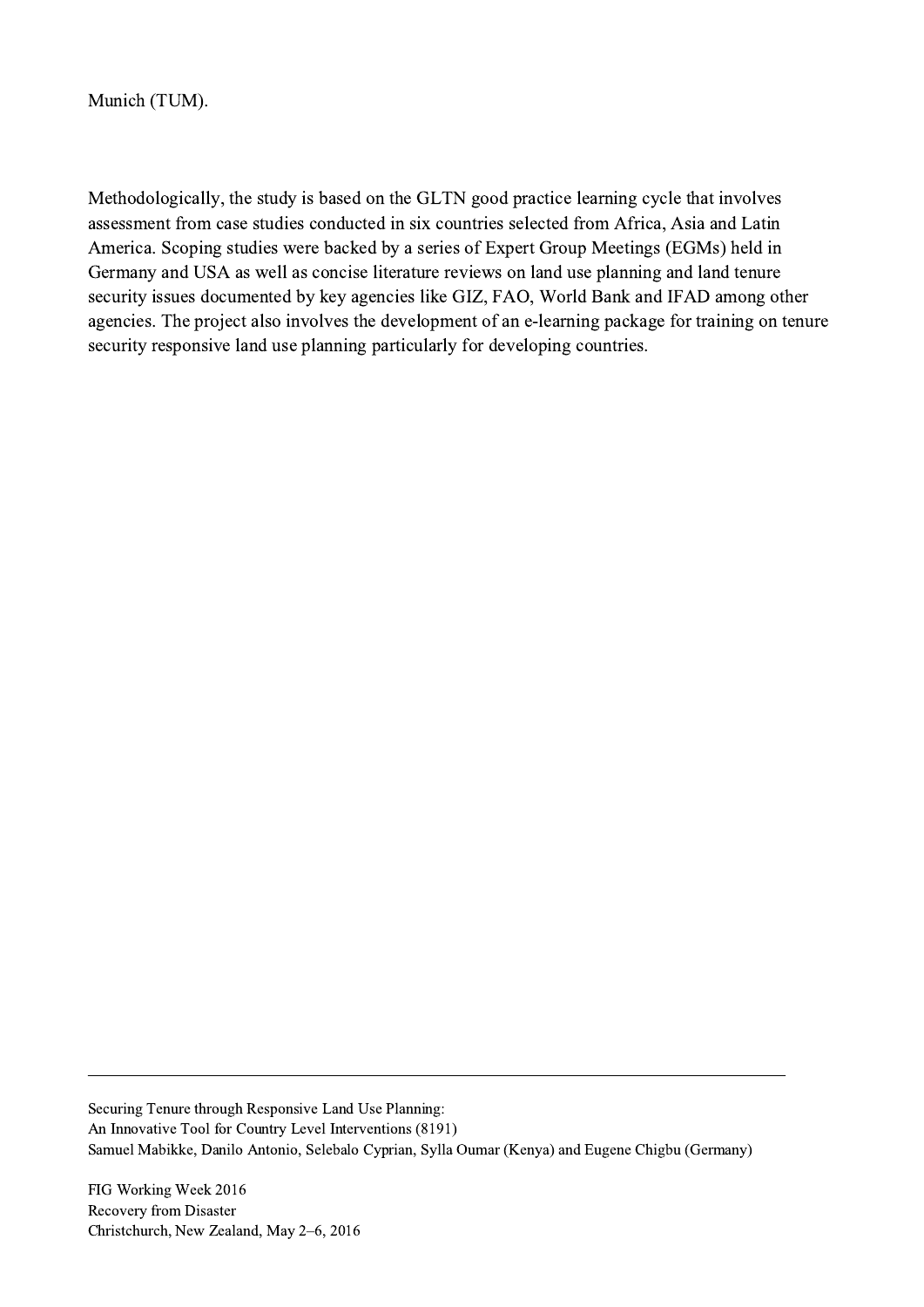Munich (TUM).

Methodologically, the study is based on the GLTN good practice learning cycle that involves assessment from case studies conducted in six countries selected from Africa, Asia and Latin America. Scoping studies were backed by a series of Expert Group Meetings (EGMs) held in Germany and USA as well as concise literature reviews on land use planning and land tenure security issues documented by key agencies like GIZ, FAO, World Bank and IFAD among other agencies. The project also involves the development of an e-learning package for training on tenure security responsive land use planning particularly for developing countries.